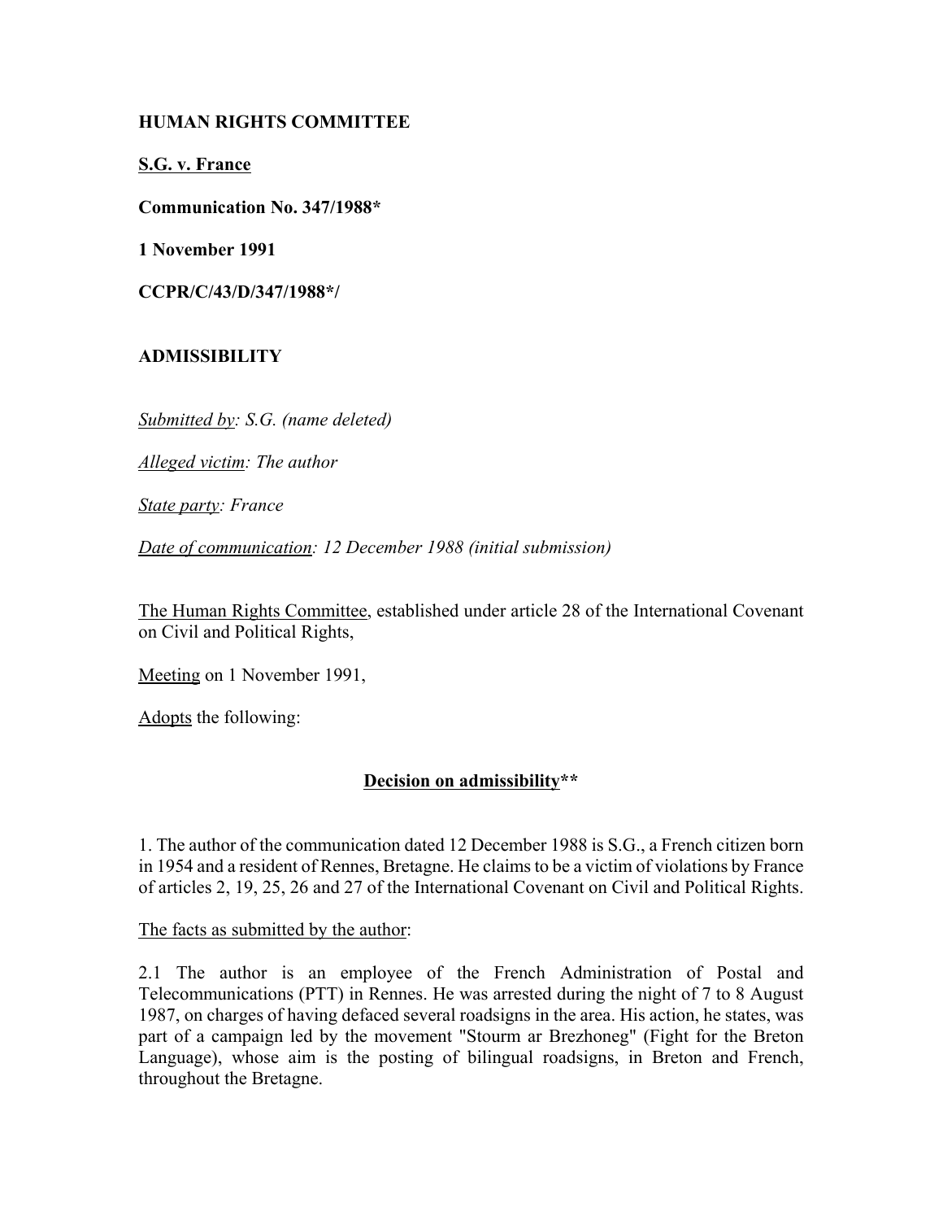**HUMAN RIGHTS COMMITTEE**

**S.G. v. France**

**Communication No. 347/1988***

**1 November 1991**

**CCPR/C/43/D/347/1988*/**

**ADMISSIBILITY**

*Submitted by: S.G. (name deleted)*

*Alleged victim: The author*

*State party: France*

*Date of communication: 12 December 1988 (initial submission)*

The Human Rights Committee, established under article 28 of the International Covenant on Civil and Political Rights,

Meeting on 1 November 1991,

Adopts the following:

## Decision on admissibility**

1. The author of the communication dated 12 December 1988 is S.G., a French citizen born in 1954 and a resident of Rennes, Bretagne. He claims to be a victim of violations by France of articles 2, 19, 25, 26 and 27 of the International Covenant on Civil and Political Rights.

The facts as submitted by the author:

2.1 The author is an employee of the French Administration of Postal and Telecommunications (PTT) in Rennes. He was arrested during the night of 7 to 8 August 1987, on charges of having defaced several roadsigns in the area. His action, he states, was part of a campaign led by the movement "Stourm ar Brezhoneg" (Fight for the Breton Language), whose aim is the posting of bilingual roadsigns, in Breton and French, throughout the Bretagne.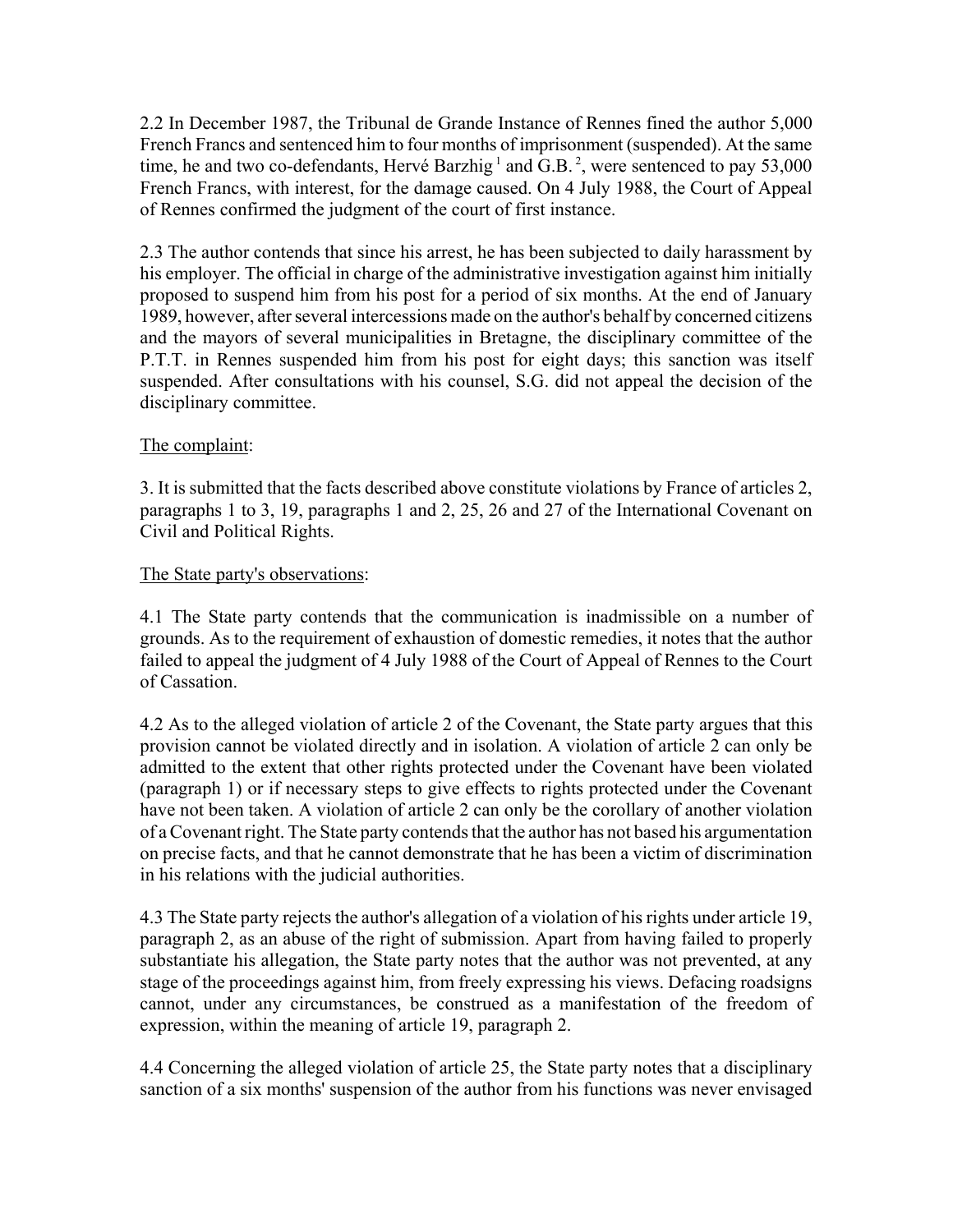2.2 In December 1987, the Tribunal de Grande Instance of Rennes fined the author 5,000 French Francs and sentenced him to four months of imprisonment (suspended). At the same time, he and two co-defendants, Hervé Barzhig [1] and G.B. [2], were sentenced to pay 53,000 French Francs, with interest, for the damage caused. On 4 July 1988, the Court of Appeal of Rennes confirmed the judgment of the court of first instance.

2.3 The author contends that since his arrest, he has been subjected to daily harassment by his employer. The official in charge of the administrative investigation against him initially proposed to suspend him from his post for a period of six months. At the end of January 1989, however, after several intercessions made on the author's behalf by concerned citizens and the mayors of several municipalities in Bretagne, the disciplinary committee of the P.T.T. in Rennes suspended him from his post for eight days; this sanction was itself suspended. After consultations with his counsel, S.G. did not appeal the decision of the disciplinary committee.

The complaint:

3. It is submitted that the facts described above constitute violations by France of articles 2, paragraphs 1 to 3, 19, paragraphs 1 and 2, 25, 26 and 27 of the International Covenant on Civil and Political Rights.

The State party's observations:

4.1 The State party contends that the communication is inadmissible on a number of grounds. As to the requirement of exhaustion of domestic remedies, it notes that the author failed to appeal the judgment of 4 July 1988 of the Court of Appeal of Rennes to the Court of Cassation.

4.2 As to the alleged violation of article 2 of the Covenant, the State party argues that this provision cannot be violated directly and in isolation. A violation of article 2 can only be admitted to the extent that other rights protected under the Covenant have been violated (paragraph 1) or if necessary steps to give effects to rights protected under the Covenant have not been taken. A violation of article 2 can only be the corollary of another violation of a Covenant right. The State party contends that the author has not based his argumentation on precise facts, and that he cannot demonstrate that he has been a victim of discrimination in his relations with the judicial authorities.

4.3 The State party rejects the author's allegation of a violation of his rights under article 19, paragraph 2, as an abuse of the right of submission. Apart from having failed to properly substantiate his allegation, the State party notes that the author was not prevented, at any stage of the proceedings against him, from freely expressing his views. Defacing roadsigns cannot, under any circumstances, be construed as a manifestation of the freedom of expression, within the meaning of article 19, paragraph 2.

4.4 Concerning the alleged violation of article 25, the State party notes that a disciplinary sanction of a six months' suspension of the author from his functions was never envisaged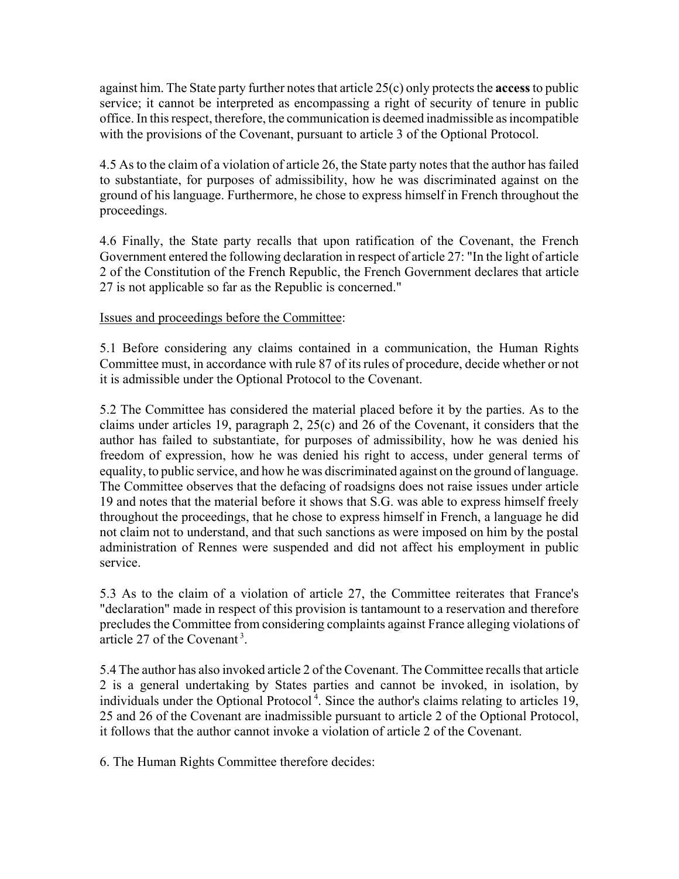against him. The State party further notes that article 25(c) only protects the **access** to public service; it cannot be interpreted as encompassing a right of security of tenure in public office. In this respect, therefore, the communication is deemed inadmissible as incompatible with the provisions of the Covenant, pursuant to article 3 of the Optional Protocol.

4.5 As to the claim of a violation of article 26, the State party notes that the author has failed to substantiate, for purposes of admissibility, how he was discriminated against on the ground of his language. Furthermore, he chose to express himself in French throughout the proceedings.

4.6 Finally, the State party recalls that upon ratification of the Covenant, the French Government entered the following declaration in respect of article 27: "In the light of article 2 of the Constitution of the French Republic, the French Government declares that article 27 is not applicable so far as the Republic is concerned."

Issues and proceedings before the Committee:

5.1 Before considering any claims contained in a communication, the Human Rights Committee must, in accordance with rule 87 of its rules of procedure, decide whether or not it is admissible under the Optional Protocol to the Covenant.

5.2 The Committee has considered the material placed before it by the parties. As to the claims under articles 19, paragraph 2, 25(c) and 26 of the Covenant, it considers that the author has failed to substantiate, for purposes of admissibility, how he was denied his freedom of expression, how he was denied his right to access, under general terms of equality, to public service, and how he was discriminated against on the ground of language. The Committee observes that the defacing of roadsigns does not raise issues under article 19 and notes that the material before it shows that S.G. was able to express himself freely throughout the proceedings, that he chose to express himself in French, a language he did not claim not to understand, and that such sanctions as were imposed on him by the postal administration of Rennes were suspended and did not affect his employment in public service.

5.3 As to the claim of a violation of article 27, the Committee reiterates that France's "declaration" made in respect of this provision is tantamount to a reservation and therefore precludes the Committee from considering complaints against France alleging violations of article 27 of the Covenant [3].

5.4 The author has also invoked article 2 of the Covenant. The Committee recalls that article 2 is a general undertaking by States parties and cannot be invoked, in isolation, by individuals under the Optional Protocol [4]. Since the author's claims relating to articles 19, 25 and 26 of the Covenant are inadmissible pursuant to article 2 of the Optional Protocol, it follows that the author cannot invoke a violation of article 2 of the Covenant.

6. The Human Rights Committee therefore decides: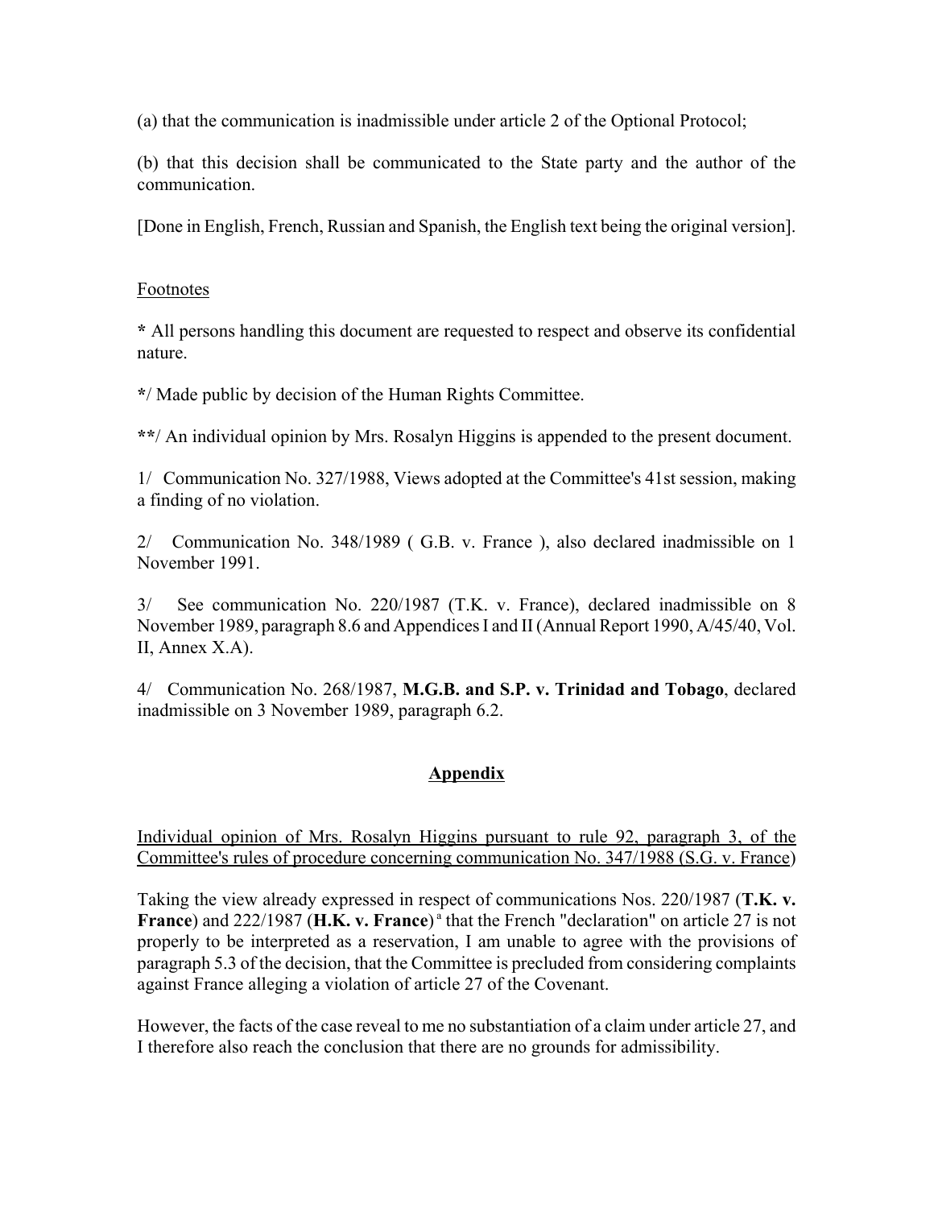(a) that the communication is inadmissible under article 2 of the Optional Protocol;

(b) that this decision shall be communicated to the State party and the author of the communication.

[Done in English, French, Russian and Spanish, the English text being the original version].

Footnotes

**\*** All persons handling this document are requested to respect and observe its confidential nature.

**\***/ Made public by decision of the Human Rights Committee.

**\*\***/ An individual opinion by Mrs. Rosalyn Higgins is appended to the present document.

1/ Communication No. 327/1988, Views adopted at the Committee's 41st session, making a finding of no violation.

2/ Communication No. 348/1989 ( G.B. v. France ), also declared inadmissible on 1 November 1991.

3/ See communication No. 220/1987 (T.K. v. France), declared inadmissible on 8 November 1989, paragraph 8.6 and Appendices I and II (Annual Report 1990, A/45/40, Vol. II, Annex X.A).

4/ Communication No. 268/1987, **M.G.B. and S.P. v. Trinidad and Tobago**, declared inadmissible on 3 November 1989, paragraph 6.2.

## Appendix

Individual opinion of Mrs. Rosalyn Higgins pursuant to rule 92, paragraph 3, of the Committee's rules of procedure concerning communication No. 347/1988 (S.G. v. France)

Taking the view already expressed in respect of communications Nos. 220/1987 (**T.K. v. France**) and 222/1987 (**H.K. v. France**)[a] that the French "declaration" on article 27 is not properly to be interpreted as a reservation, I am unable to agree with the provisions of paragraph 5.3 of the decision, that the Committee is precluded from considering complaints against France alleging a violation of article 27 of the Covenant.

However, the facts of the case reveal to me no substantiation of a claim under article 27, and I therefore also reach the conclusion that there are no grounds for admissibility.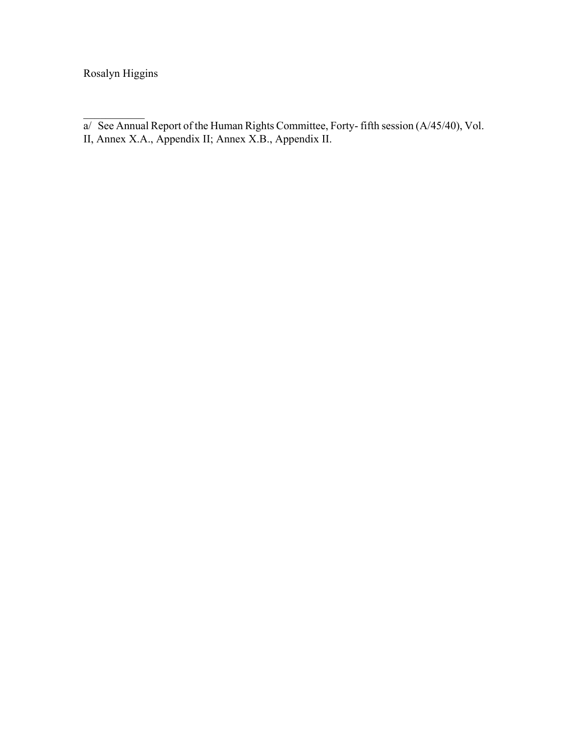Rosalyn Higgins

---

a/ See Annual Report of the Human Rights Committee, Forty- fifth session (A/45/40), Vol. II, Annex X.A., Appendix II; Annex X.B., Appendix II.